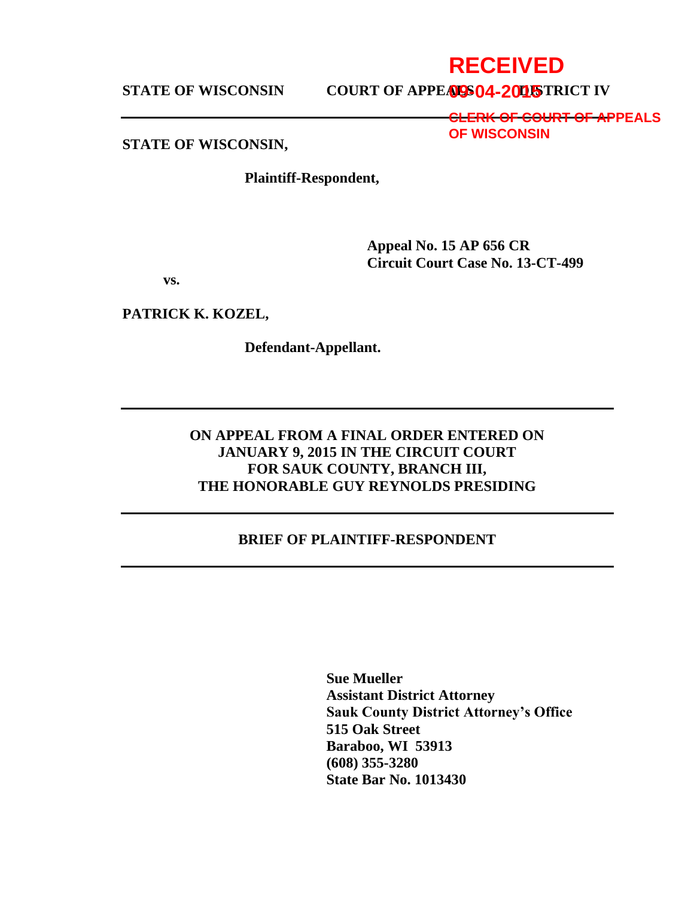**RECEIVED**
**09-04-2015**
**CLERK OF COURT OF APPEALS OF WISCONSIN**

**STATE OF WISCONSIN** **COURT OF APPEALS** **DISTRICT IV**

---

**STATE OF WISCONSIN,**

**Plaintiff-Respondent,**

**Appeal No. 15 AP 656 CR**
**Circuit Court Case No. 13-CT-499**

**vs.**

**PATRICK K. KOZEL,**

**Defendant-Appellant.**

---

**ON APPEAL FROM A FINAL ORDER ENTERED ON JANUARY 9, 2015 IN THE CIRCUIT COURT FOR SAUK COUNTY, BRANCH III, THE HONORABLE GUY REYNOLDS PRESIDING**

---

**BRIEF OF PLAINTIFF-RESPONDENT**

---

**Sue Mueller**
**Assistant District Attorney**
**Sauk County District Attorney's Office**
**515 Oak Street**
**Baraboo, WI 53913**
**(608) 355-3280**
**State Bar No. 1013430**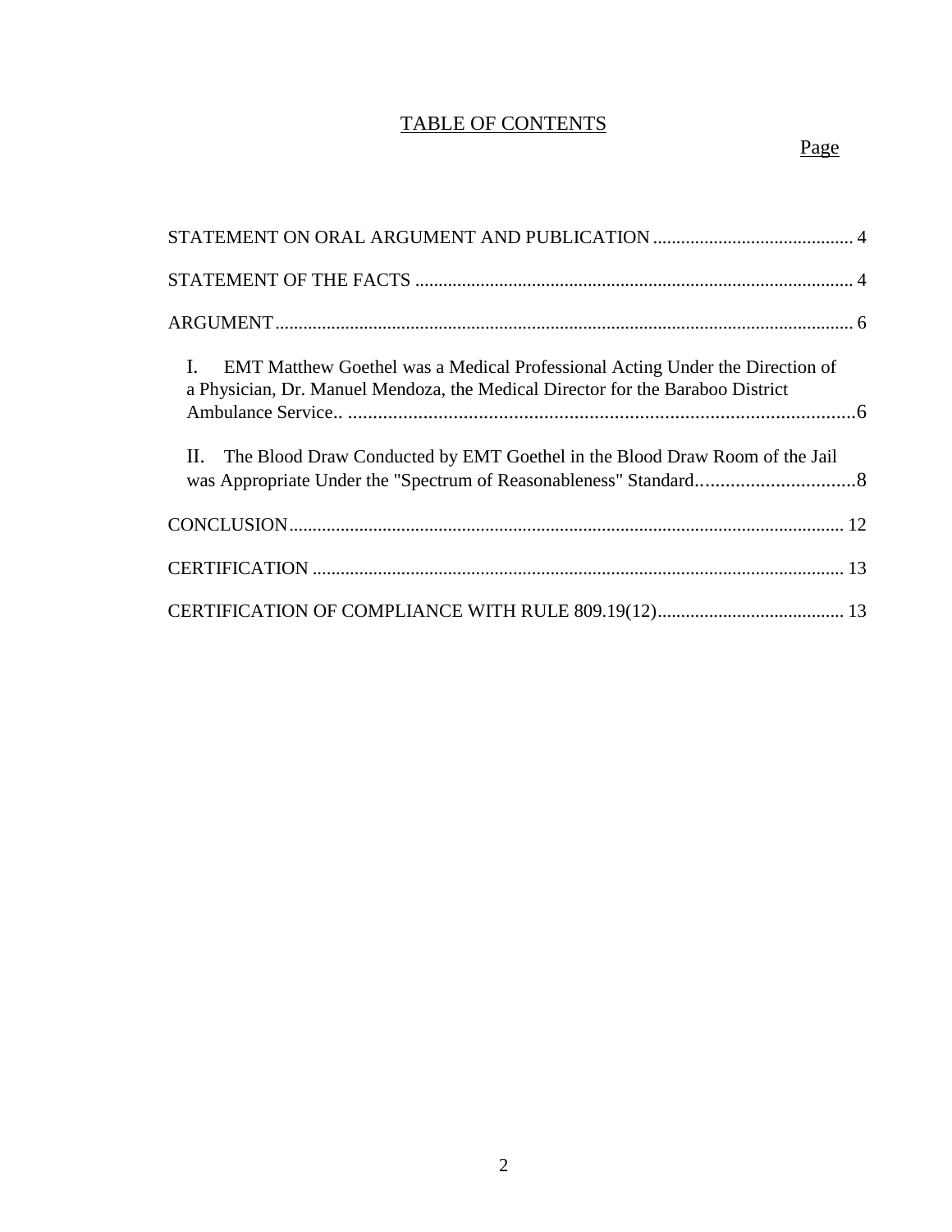# TABLE OF CONTENTS

Page

STATEMENT ON ORAL ARGUMENT AND PUBLICATION .......................................... 4

STATEMENT OF THE FACTS ............................................................................................ 4

ARGUMENT .......................................................................................................................... 6

I. EMT Matthew Goethel was a Medical Professional Acting Under the Direction of a Physician, Dr. Manuel Mendoza, the Medical Director for the Baraboo District Ambulance Service.. .......................................................................................................6

II. The Blood Draw Conducted by EMT Goethel in the Blood Draw Room of the Jail was Appropriate Under the "Spectrum of Reasonableness" Standard................................8

CONCLUSION...................................................................................................................... 12

CERTIFICATION ................................................................................................................ 13

CERTIFICATION OF COMPLIANCE WITH RULE 809.19(12)........................................ 13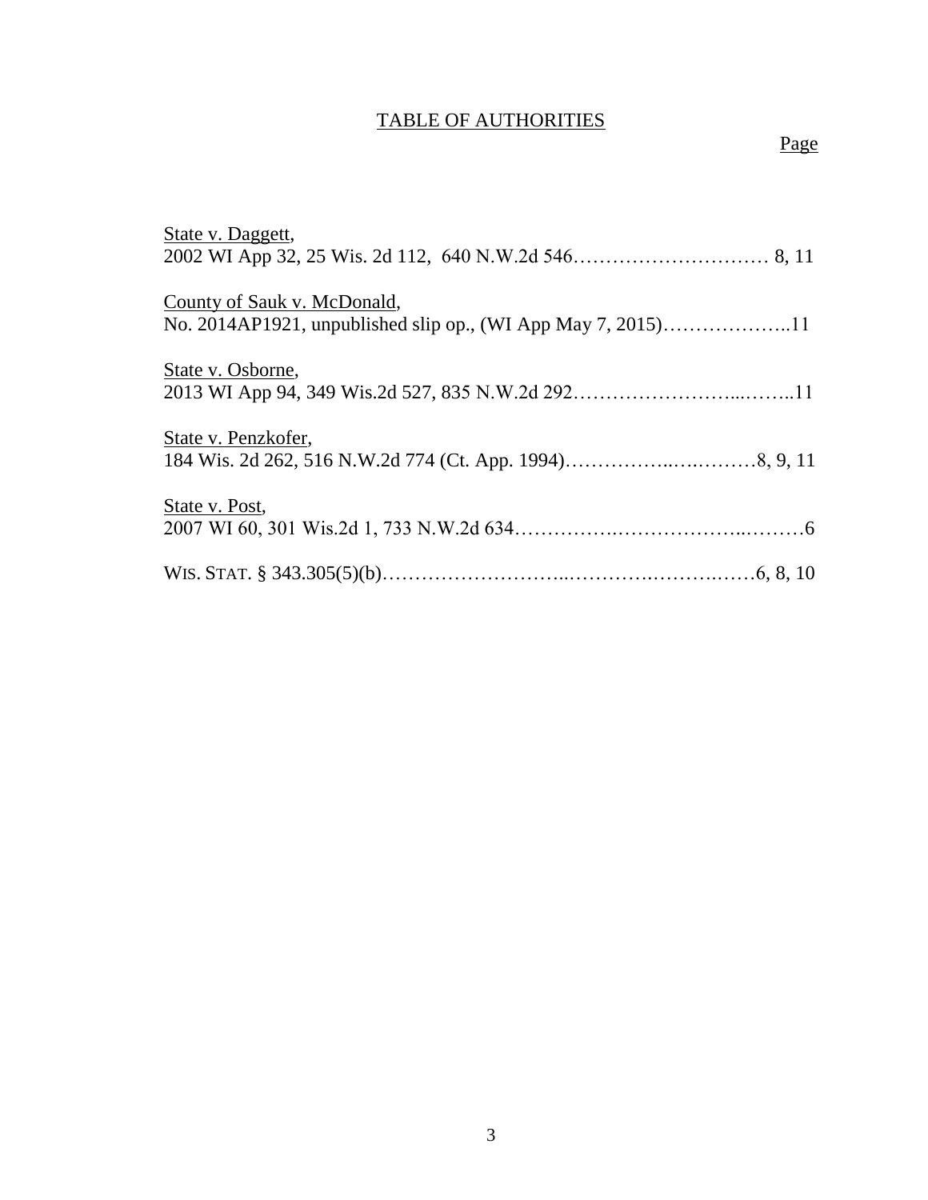# TABLE OF AUTHORITIES

Page

State v. Daggett,
2002 WI App 32, 25 Wis. 2d 112, 640 N.W.2d 546………………………… 8, 11

County of Sauk v. McDonald,
No. 2014AP1921, unpublished slip op., (WI App May 7, 2015)………………..11

State v. Osborne,
2013 WI App 94, 349 Wis.2d 527, 835 N.W.2d 292……………………...……..11

State v. Penzkofer,
184 Wis. 2d 262, 516 N.W.2d 774 (Ct. App. 1994)……………..….………8, 9, 11

State v. Post,
2007 WI 60, 301 Wis.2d 1, 733 N.W.2d 634…………….………………..………6

WIS. STAT. § 343.305(5)(b)………………………..………….……….……6, 8, 10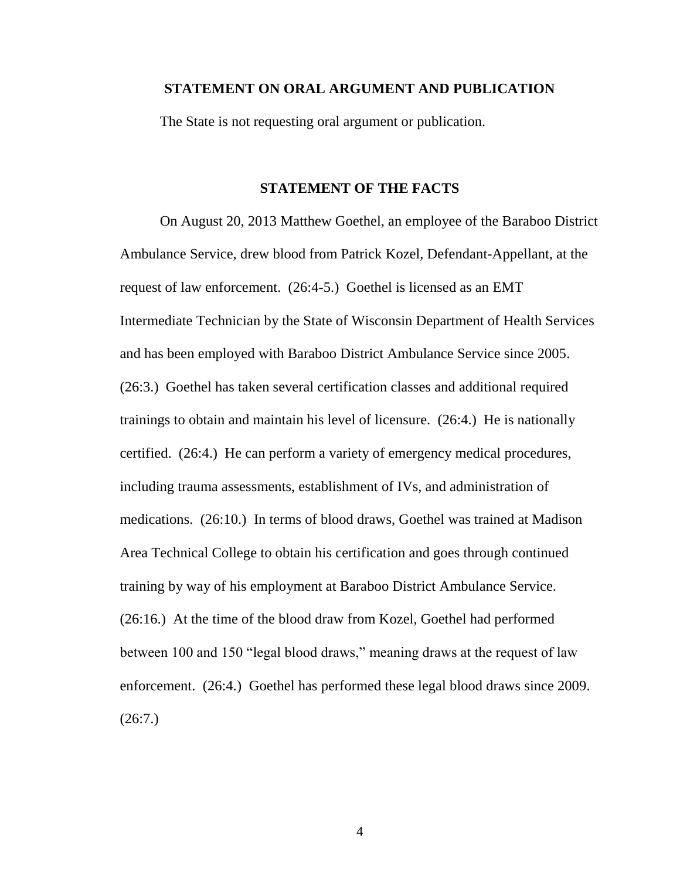## STATEMENT ON ORAL ARGUMENT AND PUBLICATION

The State is not requesting oral argument or publication.

## STATEMENT OF THE FACTS

On August 20, 2013 Matthew Goethel, an employee of the Baraboo District Ambulance Service, drew blood from Patrick Kozel, Defendant-Appellant, at the request of law enforcement. (26:4-5.) Goethel is licensed as an EMT Intermediate Technician by the State of Wisconsin Department of Health Services and has been employed with Baraboo District Ambulance Service since 2005. (26:3.) Goethel has taken several certification classes and additional required trainings to obtain and maintain his level of licensure. (26:4.) He is nationally certified. (26:4.) He can perform a variety of emergency medical procedures, including trauma assessments, establishment of IVs, and administration of medications. (26:10.) In terms of blood draws, Goethel was trained at Madison Area Technical College to obtain his certification and goes through continued training by way of his employment at Baraboo District Ambulance Service. (26:16.) At the time of the blood draw from Kozel, Goethel had performed between 100 and 150 "legal blood draws," meaning draws at the request of law enforcement. (26:4.) Goethel has performed these legal blood draws since 2009. (26:7.)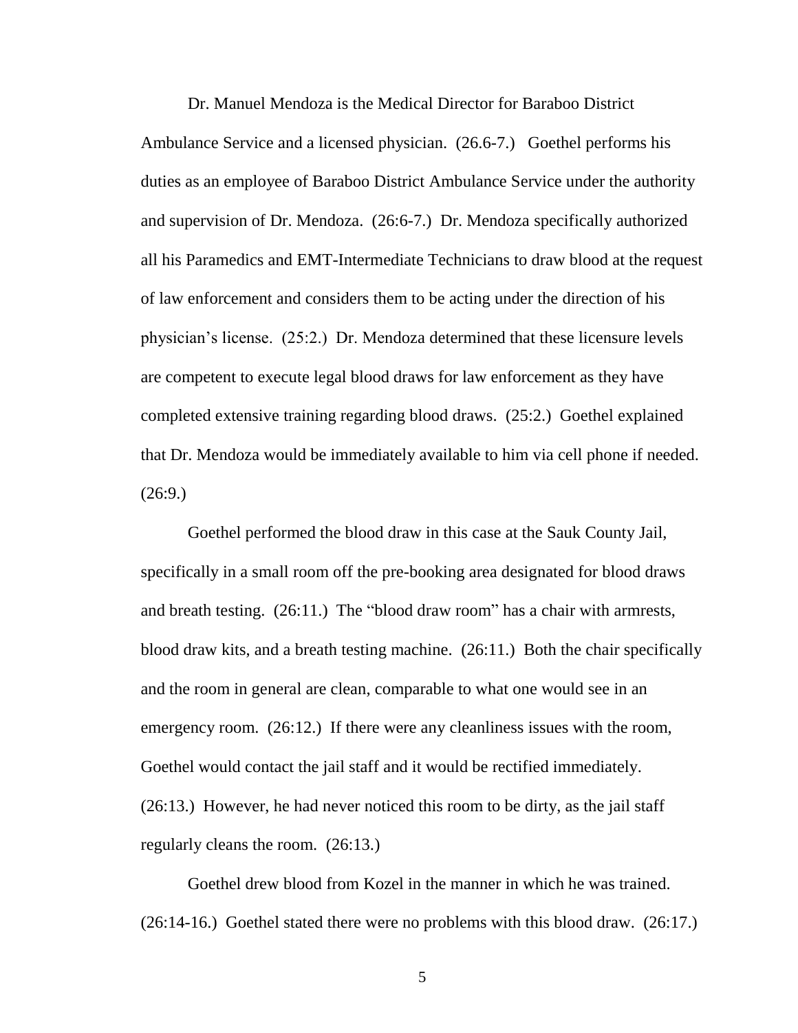Dr. Manuel Mendoza is the Medical Director for Baraboo District Ambulance Service and a licensed physician. (26.6-7.) Goethel performs his duties as an employee of Baraboo District Ambulance Service under the authority and supervision of Dr. Mendoza. (26:6-7.) Dr. Mendoza specifically authorized all his Paramedics and EMT-Intermediate Technicians to draw blood at the request of law enforcement and considers them to be acting under the direction of his physician's license. (25:2.) Dr. Mendoza determined that these licensure levels are competent to execute legal blood draws for law enforcement as they have completed extensive training regarding blood draws. (25:2.) Goethel explained that Dr. Mendoza would be immediately available to him via cell phone if needed. (26:9.)

Goethel performed the blood draw in this case at the Sauk County Jail, specifically in a small room off the pre-booking area designated for blood draws and breath testing. (26:11.) The "blood draw room" has a chair with armrests, blood draw kits, and a breath testing machine. (26:11.) Both the chair specifically and the room in general are clean, comparable to what one would see in an emergency room. (26:12.) If there were any cleanliness issues with the room, Goethel would contact the jail staff and it would be rectified immediately. (26:13.) However, he had never noticed this room to be dirty, as the jail staff regularly cleans the room. (26:13.)

Goethel drew blood from Kozel in the manner in which he was trained. (26:14-16.) Goethel stated there were no problems with this blood draw. (26:17.)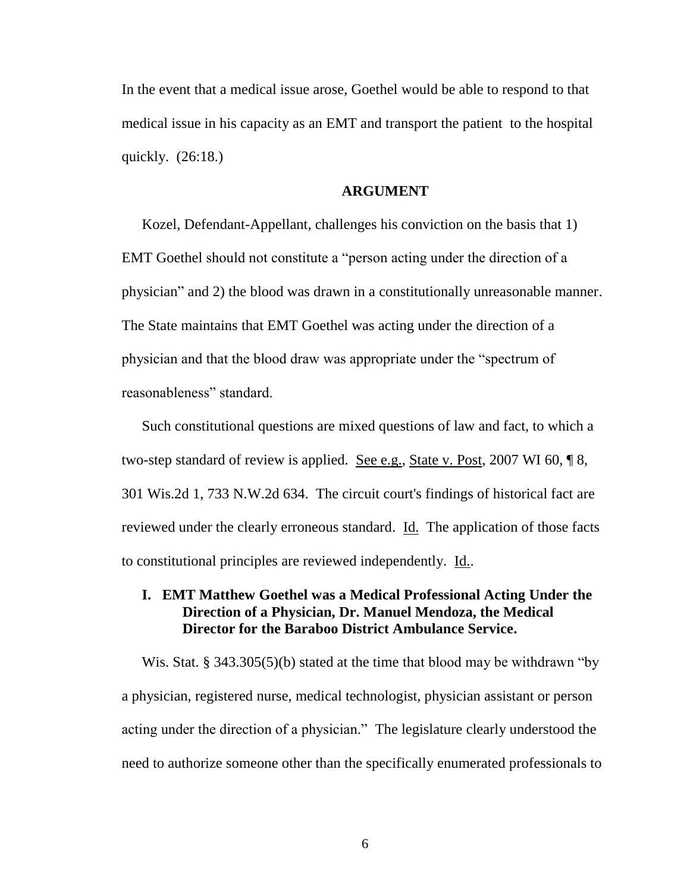In the event that a medical issue arose, Goethel would be able to respond to that medical issue in his capacity as an EMT and transport the patient to the hospital quickly. (26:18.)

## ARGUMENT

Kozel, Defendant-Appellant, challenges his conviction on the basis that 1) EMT Goethel should not constitute a "person acting under the direction of a physician" and 2) the blood was drawn in a constitutionally unreasonable manner. The State maintains that EMT Goethel was acting under the direction of a physician and that the blood draw was appropriate under the "spectrum of reasonableness" standard.

Such constitutional questions are mixed questions of law and fact, to which a two-step standard of review is applied. See e.g., State v. Post, 2007 WI 60, ¶ 8, 301 Wis.2d 1, 733 N.W.2d 634. The circuit court's findings of historical fact are reviewed under the clearly erroneous standard. Id. The application of those facts to constitutional principles are reviewed independently. Id..

### I. EMT Matthew Goethel was a Medical Professional Acting Under the Direction of a Physician, Dr. Manuel Mendoza, the Medical Director for the Baraboo District Ambulance Service.

Wis. Stat. § 343.305(5)(b) stated at the time that blood may be withdrawn "by a physician, registered nurse, medical technologist, physician assistant or person acting under the direction of a physician." The legislature clearly understood the need to authorize someone other than the specifically enumerated professionals to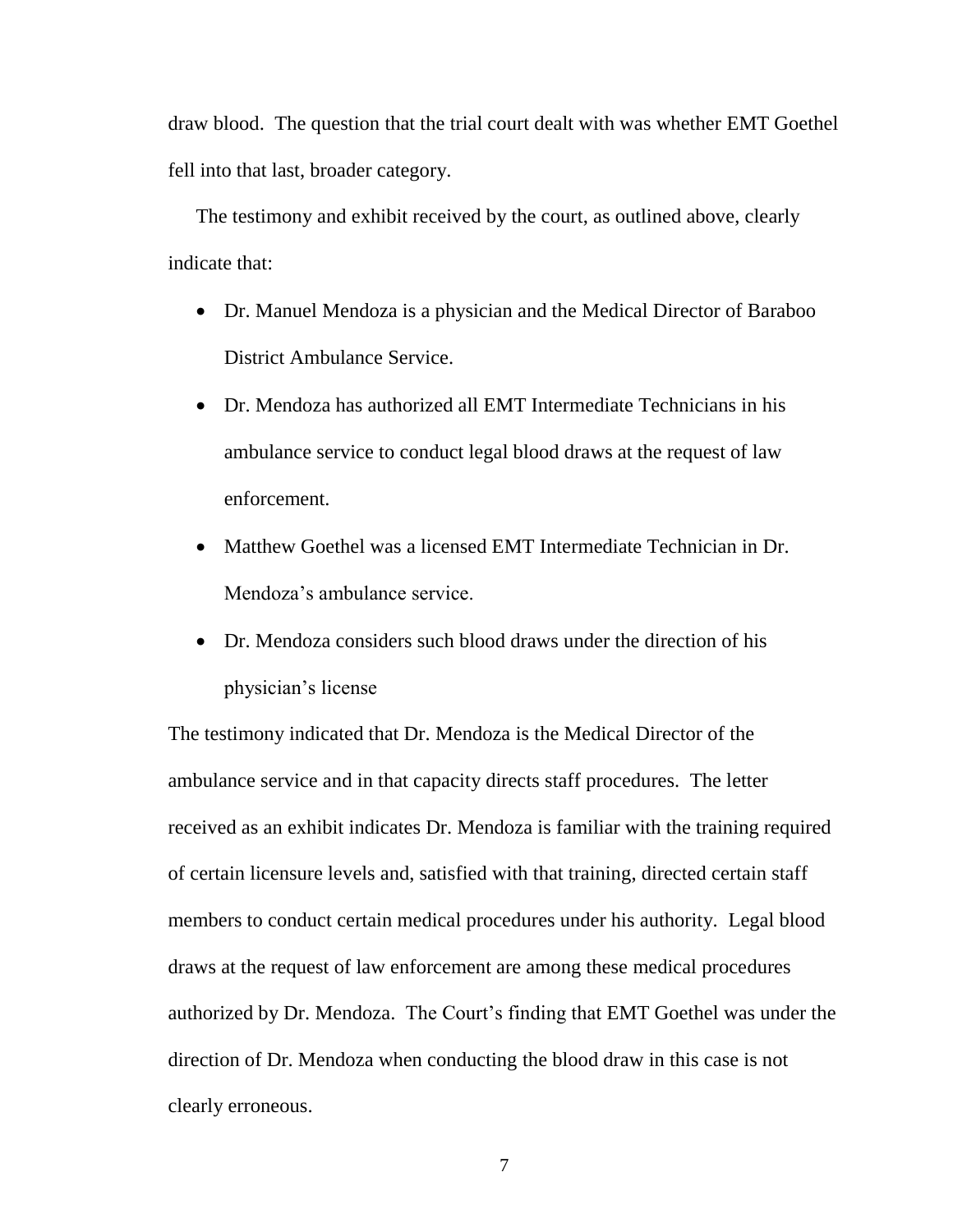draw blood. The question that the trial court dealt with was whether EMT Goethel fell into that last, broader category.

The testimony and exhibit received by the court, as outlined above, clearly indicate that:

- Dr. Manuel Mendoza is a physician and the Medical Director of Baraboo District Ambulance Service.
- Dr. Mendoza has authorized all EMT Intermediate Technicians in his ambulance service to conduct legal blood draws at the request of law enforcement.
- Matthew Goethel was a licensed EMT Intermediate Technician in Dr. Mendoza's ambulance service.
- Dr. Mendoza considers such blood draws under the direction of his physician's license

The testimony indicated that Dr. Mendoza is the Medical Director of the ambulance service and in that capacity directs staff procedures. The letter received as an exhibit indicates Dr. Mendoza is familiar with the training required of certain licensure levels and, satisfied with that training, directed certain staff members to conduct certain medical procedures under his authority. Legal blood draws at the request of law enforcement are among these medical procedures authorized by Dr. Mendoza. The Court's finding that EMT Goethel was under the direction of Dr. Mendoza when conducting the blood draw in this case is not clearly erroneous.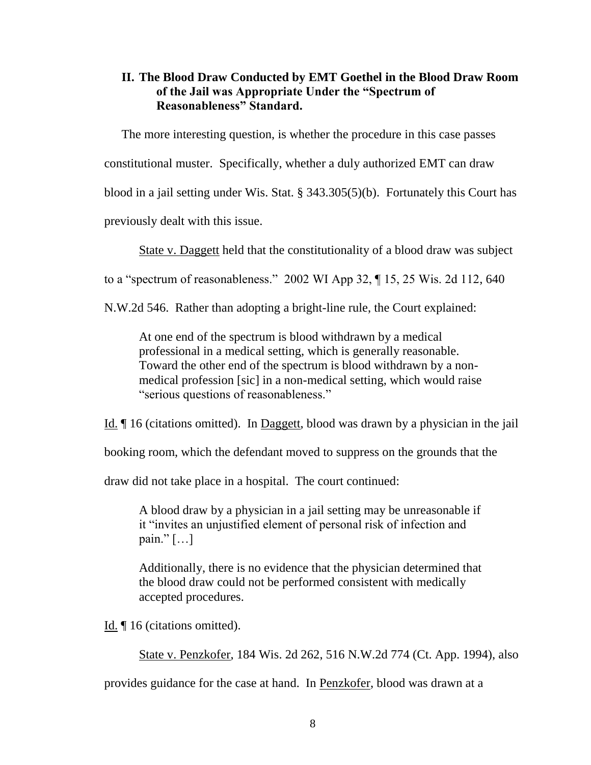## II. The Blood Draw Conducted by EMT Goethel in the Blood Draw Room of the Jail was Appropriate Under the "Spectrum of Reasonableness" Standard.

The more interesting question, is whether the procedure in this case passes constitutional muster. Specifically, whether a duly authorized EMT can draw blood in a jail setting under Wis. Stat. § 343.305(5)(b). Fortunately this Court has previously dealt with this issue.

State v. Daggett held that the constitutionality of a blood draw was subject to a "spectrum of reasonableness." 2002 WI App 32, ¶ 15, 25 Wis. 2d 112, 640 N.W.2d 546. Rather than adopting a bright-line rule, the Court explained:

> At one end of the spectrum is blood withdrawn by a medical professional in a medical setting, which is generally reasonable. Toward the other end of the spectrum is blood withdrawn by a non-medical profession [sic] in a non-medical setting, which would raise "serious questions of reasonableness."

Id. ¶ 16 (citations omitted). In Daggett, blood was drawn by a physician in the jail booking room, which the defendant moved to suppress on the grounds that the draw did not take place in a hospital. The court continued:

> A blood draw by a physician in a jail setting may be unreasonable if it "invites an unjustified element of personal risk of infection and pain." […]
>
> Additionally, there is no evidence that the physician determined that the blood draw could not be performed consistent with medically accepted procedures.

Id. ¶ 16 (citations omitted).

State v. Penzkofer, 184 Wis. 2d 262, 516 N.W.2d 774 (Ct. App. 1994), also provides guidance for the case at hand. In Penzkofer, blood was drawn at a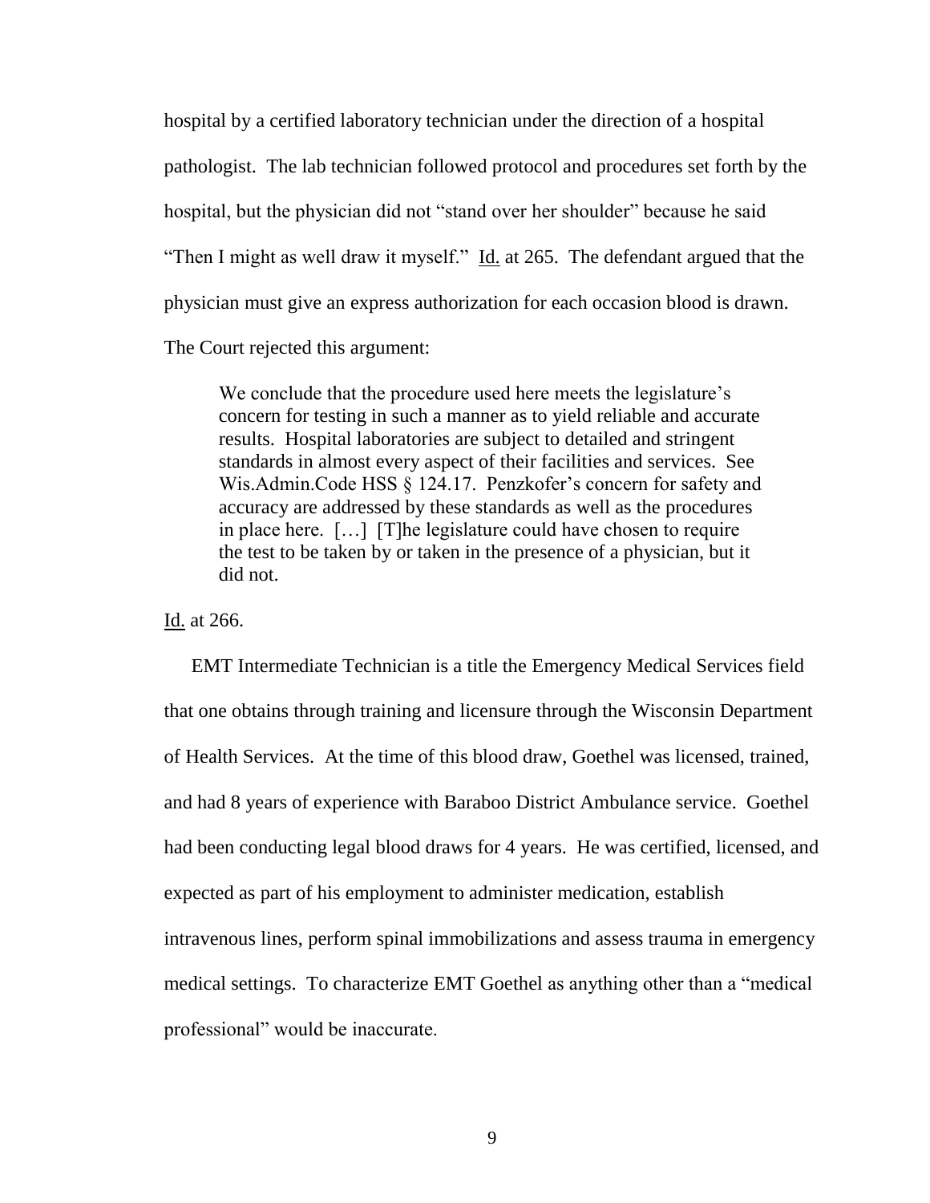hospital by a certified laboratory technician under the direction of a hospital pathologist. The lab technician followed protocol and procedures set forth by the hospital, but the physician did not "stand over her shoulder" because he said "Then I might as well draw it myself." Id. at 265. The defendant argued that the physician must give an express authorization for each occasion blood is drawn. The Court rejected this argument:

> We conclude that the procedure used here meets the legislature's concern for testing in such a manner as to yield reliable and accurate results. Hospital laboratories are subject to detailed and stringent standards in almost every aspect of their facilities and services. See Wis.Admin.Code HSS § 124.17. Penzkofer's concern for safety and accuracy are addressed by these standards as well as the procedures in place here. […] [T]he legislature could have chosen to require the test to be taken by or taken in the presence of a physician, but it did not.

Id. at 266.

EMT Intermediate Technician is a title the Emergency Medical Services field that one obtains through training and licensure through the Wisconsin Department of Health Services. At the time of this blood draw, Goethel was licensed, trained, and had 8 years of experience with Baraboo District Ambulance service. Goethel had been conducting legal blood draws for 4 years. He was certified, licensed, and expected as part of his employment to administer medication, establish intravenous lines, perform spinal immobilizations and assess trauma in emergency medical settings. To characterize EMT Goethel as anything other than a "medical professional" would be inaccurate.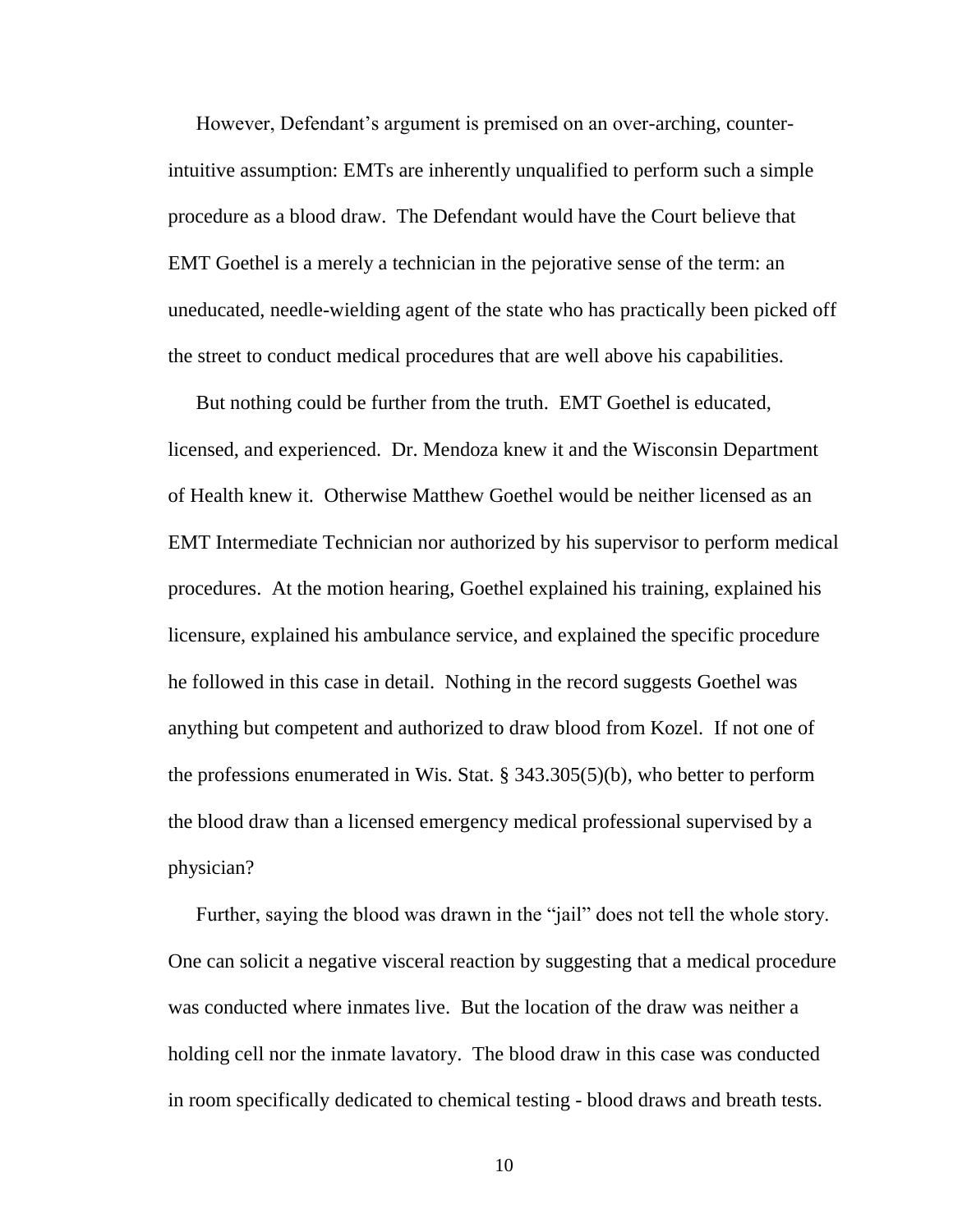However, Defendant's argument is premised on an over-arching, counter-intuitive assumption: EMTs are inherently unqualified to perform such a simple procedure as a blood draw. The Defendant would have the Court believe that EMT Goethel is a merely a technician in the pejorative sense of the term: an uneducated, needle-wielding agent of the state who has practically been picked off the street to conduct medical procedures that are well above his capabilities.

But nothing could be further from the truth. EMT Goethel is educated, licensed, and experienced. Dr. Mendoza knew it and the Wisconsin Department of Health knew it. Otherwise Matthew Goethel would be neither licensed as an EMT Intermediate Technician nor authorized by his supervisor to perform medical procedures. At the motion hearing, Goethel explained his training, explained his licensure, explained his ambulance service, and explained the specific procedure he followed in this case in detail. Nothing in the record suggests Goethel was anything but competent and authorized to draw blood from Kozel. If not one of the professions enumerated in Wis. Stat. § 343.305(5)(b), who better to perform the blood draw than a licensed emergency medical professional supervised by a physician?

Further, saying the blood was drawn in the "jail" does not tell the whole story. One can solicit a negative visceral reaction by suggesting that a medical procedure was conducted where inmates live. But the location of the draw was neither a holding cell nor the inmate lavatory. The blood draw in this case was conducted in room specifically dedicated to chemical testing - blood draws and breath tests.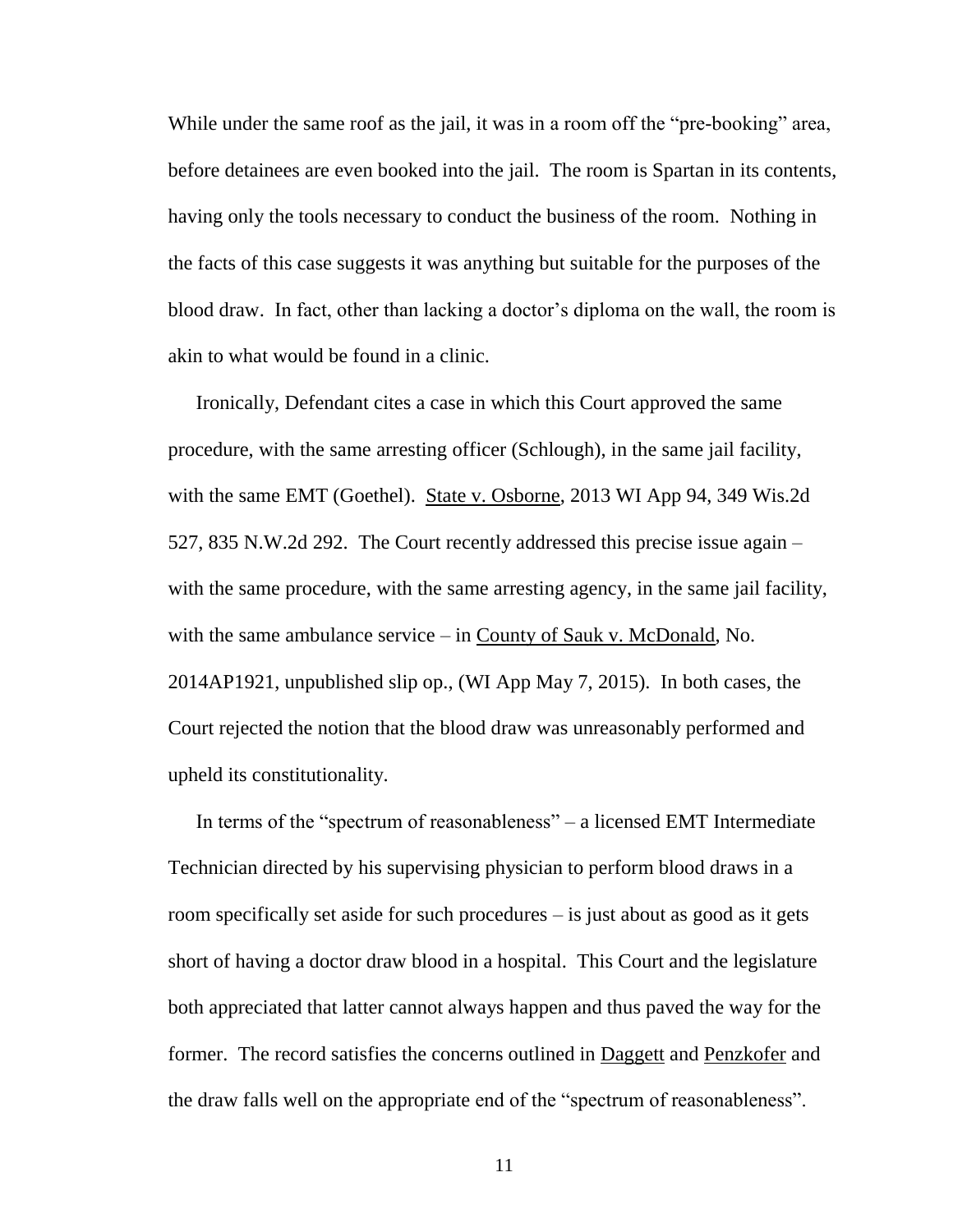While under the same roof as the jail, it was in a room off the "pre-booking" area, before detainees are even booked into the jail. The room is Spartan in its contents, having only the tools necessary to conduct the business of the room. Nothing in the facts of this case suggests it was anything but suitable for the purposes of the blood draw. In fact, other than lacking a doctor's diploma on the wall, the room is akin to what would be found in a clinic.

Ironically, Defendant cites a case in which this Court approved the same procedure, with the same arresting officer (Schlough), in the same jail facility, with the same EMT (Goethel). State v. Osborne, 2013 WI App 94, 349 Wis.2d 527, 835 N.W.2d 292. The Court recently addressed this precise issue again – with the same procedure, with the same arresting agency, in the same jail facility, with the same ambulance service – in County of Sauk v. McDonald, No. 2014AP1921, unpublished slip op., (WI App May 7, 2015). In both cases, the Court rejected the notion that the blood draw was unreasonably performed and upheld its constitutionality.

In terms of the "spectrum of reasonableness" – a licensed EMT Intermediate Technician directed by his supervising physician to perform blood draws in a room specifically set aside for such procedures – is just about as good as it gets short of having a doctor draw blood in a hospital. This Court and the legislature both appreciated that latter cannot always happen and thus paved the way for the former. The record satisfies the concerns outlined in Daggett and Penzkofer and the draw falls well on the appropriate end of the "spectrum of reasonableness".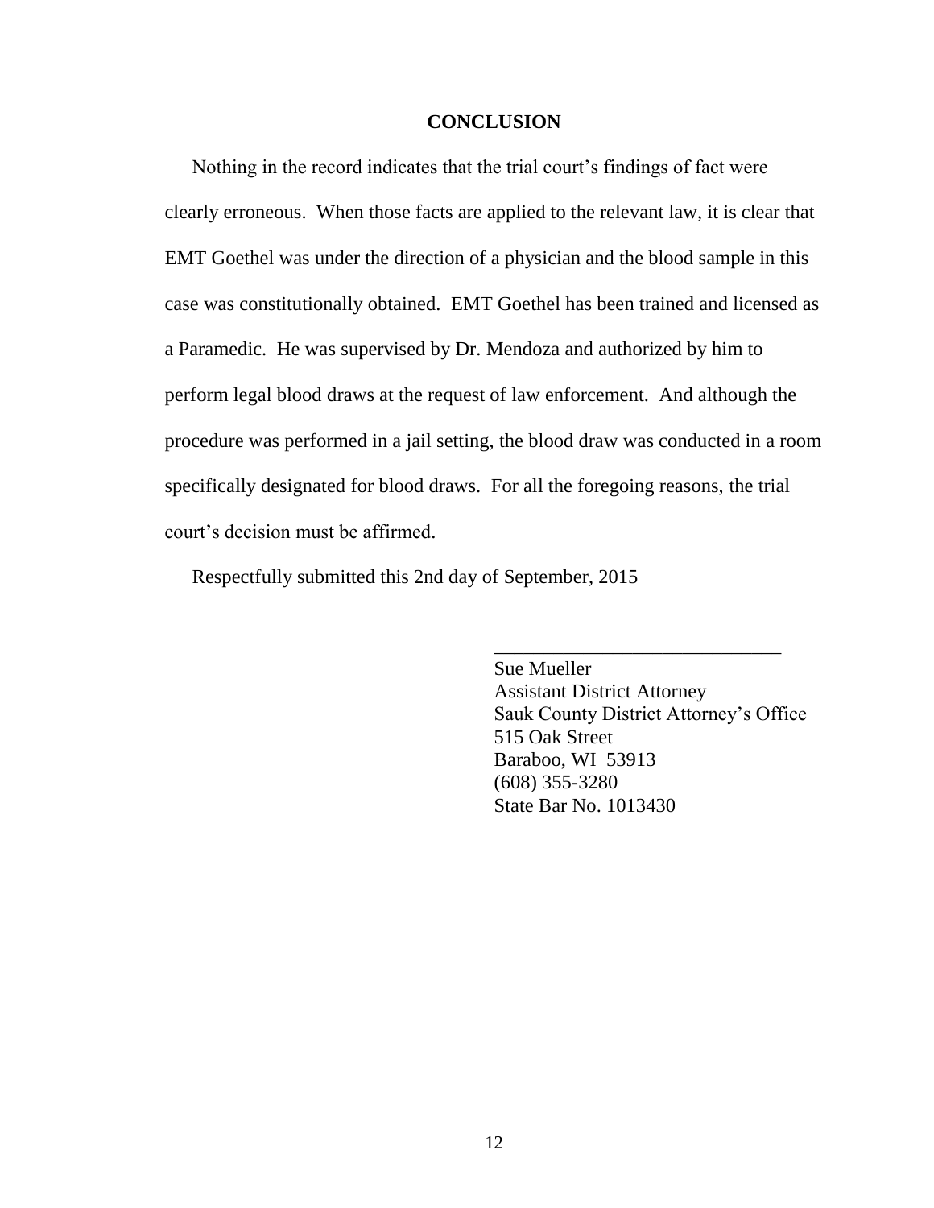## CONCLUSION

Nothing in the record indicates that the trial court's findings of fact were clearly erroneous. When those facts are applied to the relevant law, it is clear that EMT Goethel was under the direction of a physician and the blood sample in this case was constitutionally obtained. EMT Goethel has been trained and licensed as a Paramedic. He was supervised by Dr. Mendoza and authorized by him to perform legal blood draws at the request of law enforcement. And although the procedure was performed in a jail setting, the blood draw was conducted in a room specifically designated for blood draws. For all the foregoing reasons, the trial court's decision must be affirmed.

Respectfully submitted this 2nd day of September, 2015

\_\_\_\_\_\_\_\_\_\_\_\_\_\_\_\_\_\_\_\_\_\_\_\_\_\_\_\_\_\_
Sue Mueller
Assistant District Attorney
Sauk County District Attorney's Office
515 Oak Street
Baraboo, WI 53913
(608) 355-3280
State Bar No. 1013430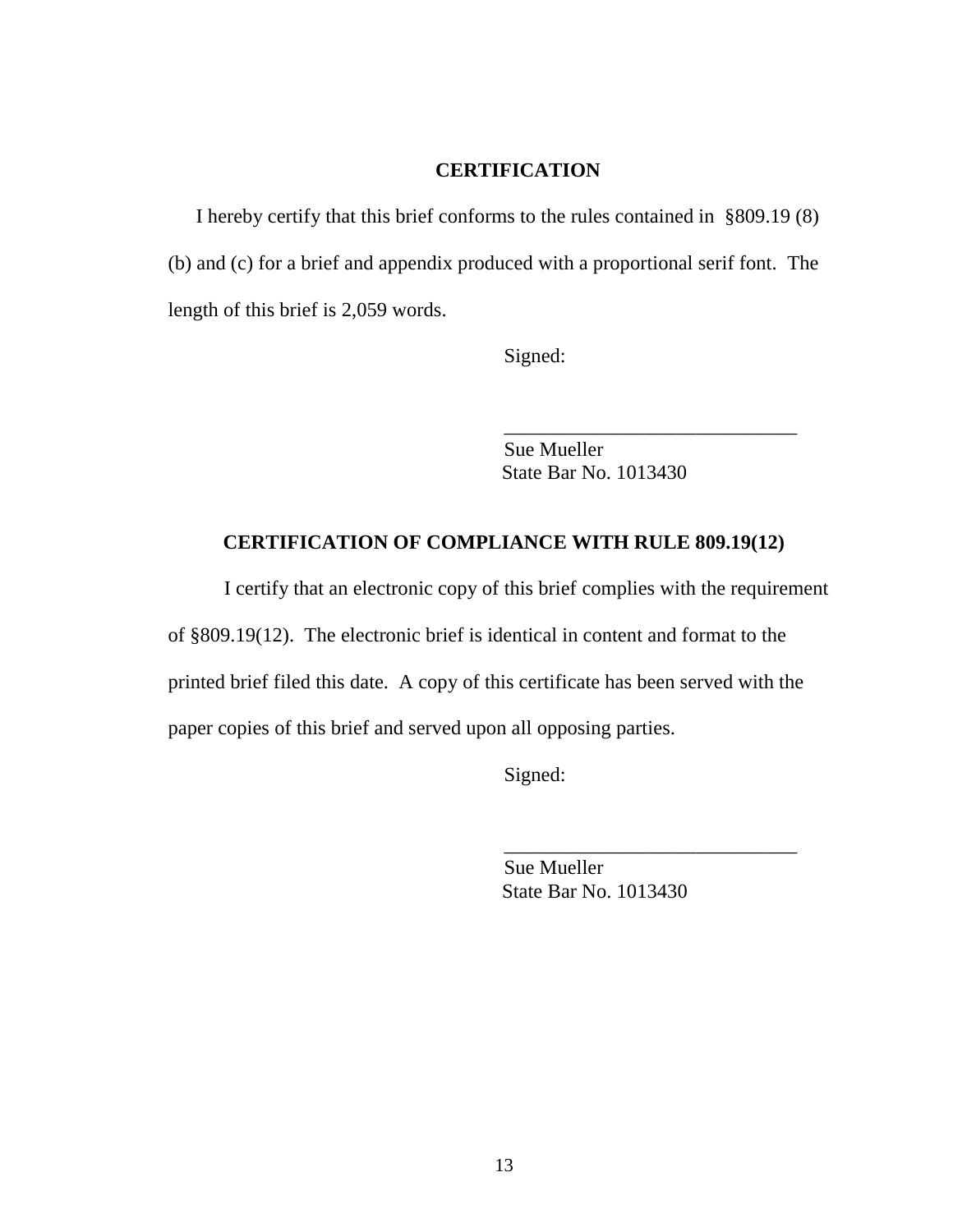## CERTIFICATION

I hereby certify that this brief conforms to the rules contained in §809.19 (8) (b) and (c) for a brief and appendix produced with a proportional serif font. The length of this brief is 2,059 words.

Signed:

\_\_\_\_\_\_\_\_\_\_\_\_\_\_\_\_\_\_\_\_\_\_\_\_\_\_\_\_\_\_
Sue Mueller
State Bar No. 1013430

## CERTIFICATION OF COMPLIANCE WITH RULE 809.19(12)

I certify that an electronic copy of this brief complies with the requirement of §809.19(12). The electronic brief is identical in content and format to the printed brief filed this date. A copy of this certificate has been served with the paper copies of this brief and served upon all opposing parties.

Signed:

\_\_\_\_\_\_\_\_\_\_\_\_\_\_\_\_\_\_\_\_\_\_\_\_\_\_\_\_\_\_
Sue Mueller
State Bar No. 1013430